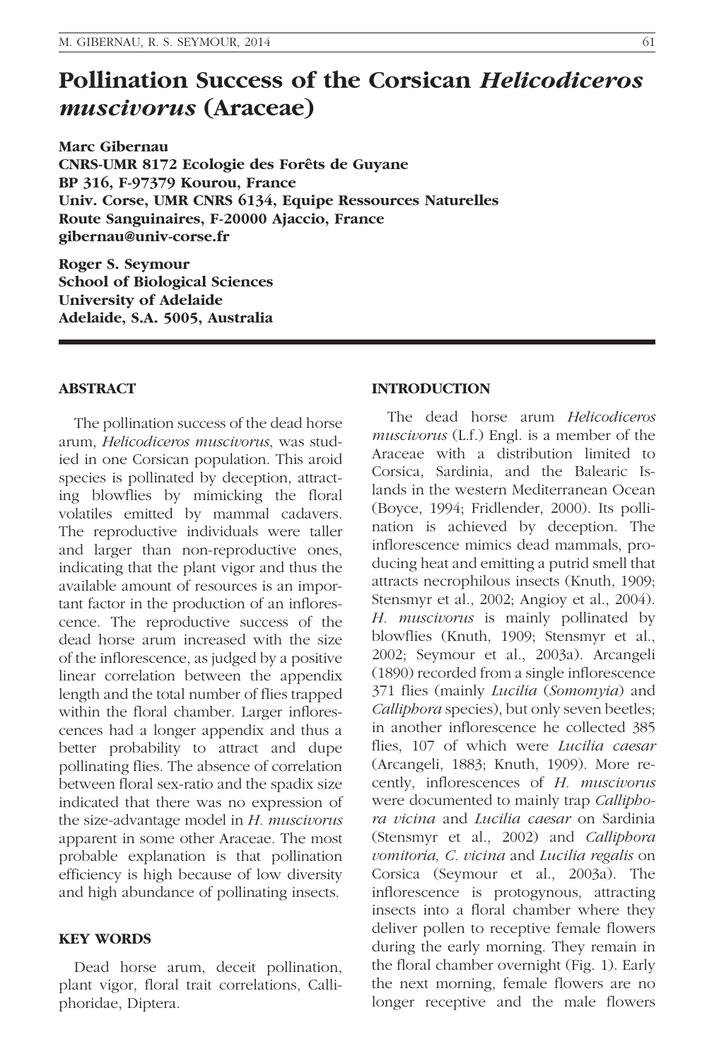# Pollination Success of the Corsican *Helicodiceros muscivorus* (Araceae)

**Marc Gibernau**
**CNRS-UMR 8172 Ecologie des Forêts de Guyane**
**BP 316, F-97379 Kourou, France**
**Univ. Corse, UMR CNRS 6134, Equipe Ressources Naturelles**
**Route Sanguinaires, F-20000 Ajaccio, France**
**gibernau@univ-corse.fr**

**Roger S. Seymour**
**School of Biological Sciences**
**University of Adelaide**
**Adelaide, S.A. 5005, Australia**

## ABSTRACT

The pollination success of the dead horse arum, *Helicodiceros muscivorus*, was studied in one Corsican population. This aroid species is pollinated by deception, attracting blowflies by mimicking the floral volatiles emitted by mammal cadavers. The reproductive individuals were taller and larger than non-reproductive ones, indicating that the plant vigor and thus the available amount of resources is an important factor in the production of an inflorescence. The reproductive success of the dead horse arum increased with the size of the inflorescence, as judged by a positive linear correlation between the appendix length and the total number of flies trapped within the floral chamber. Larger inflorescences had a longer appendix and thus a better probability to attract and dupe pollinating flies. The absence of correlation between floral sex-ratio and the spadix size indicated that there was no expression of the size-advantage model in *H. muscivorus* apparent in some other Araceae. The most probable explanation is that pollination efficiency is high because of low diversity and high abundance of pollinating insects.

## KEY WORDS

Dead horse arum, deceit pollination, plant vigor, floral trait correlations, Calliphoridae, Diptera.

## INTRODUCTION

The dead horse arum *Helicodiceros muscivorus* (L.f.) Engl. is a member of the Araceae with a distribution limited to Corsica, Sardinia, and the Balearic Islands in the western Mediterranean Ocean (Boyce, 1994; Fridlender, 2000). Its pollination is achieved by deception. The inflorescence mimics dead mammals, producing heat and emitting a putrid smell that attracts necrophilous insects (Knuth, 1909; Stensmyr et al., 2002; Angioy et al., 2004). *H. muscivorus* is mainly pollinated by blowflies (Knuth, 1909; Stensmyr et al., 2002; Seymour et al., 2003a). Arcangeli (1890) recorded from a single inflorescence 371 flies (mainly *Lucilia* (*Somomyia*) and *Calliphora* species), but only seven beetles; in another inflorescence he collected 385 flies, 107 of which were *Lucilia caesar* (Arcangeli, 1883; Knuth, 1909). More recently, inflorescences of *H. muscivorus* were documented to mainly trap *Calliphora vicina* and *Lucilia caesar* on Sardinia (Stensmyr et al., 2002) and *Calliphora vomitoria, C. vicina* and *Lucilia regalis* on Corsica (Seymour et al., 2003a). The inflorescence is protogynous, attracting insects into a floral chamber where they deliver pollen to receptive female flowers during the early morning. They remain in the floral chamber overnight (Fig. 1). Early the next morning, female flowers are no longer receptive and the male flowers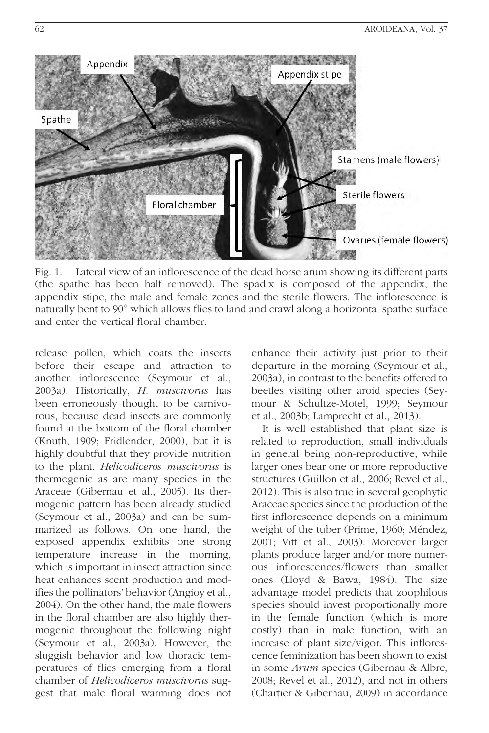Fig. 1. Lateral view of an inflorescence of the dead horse arum showing its different parts (the spathe has been half removed). The spadix is composed of the appendix, the appendix stipe, the male and female zones and the sterile flowers. The inflorescence is naturally bent to 90° which allows flies to land and crawl along a horizontal spathe surface and enter the vertical floral chamber.

release pollen, which coats the insects before their escape and attraction to another inflorescence (Seymour et al., 2003a). Historically, *H. muscivorus* has been erroneously thought to be carnivorous, because dead insects are commonly found at the bottom of the floral chamber (Knuth, 1909; Fridlender, 2000), but it is highly doubtful that they provide nutrition to the plant. *Helicodiceros muscivorus* is thermogenic as are many species in the Araceae (Gibernau et al., 2005). Its thermogenic pattern has been already studied (Seymour et al., 2003a) and can be summarized as follows. On one hand, the exposed appendix exhibits one strong temperature increase in the morning, which is important in insect attraction since heat enhances scent production and modifies the pollinators' behavior (Angioy et al., 2004). On the other hand, the male flowers in the floral chamber are also highly thermogenic throughout the following night (Seymour et al., 2003a). However, the sluggish behavior and low thoracic temperatures of flies emerging from a floral chamber of *Helicodiceros muscivorus* suggest that male floral warming does not enhance their activity just prior to their departure in the morning (Seymour et al., 2003a), in contrast to the benefits offered to beetles visiting other aroid species (Seymour & Schultze-Motel, 1999; Seymour et al., 2003b; Lamprecht et al., 2013).

It is well established that plant size is related to reproduction, small individuals in general being non-reproductive, while larger ones bear one or more reproductive structures (Guillon et al., 2006; Revel et al., 2012). This is also true in several geophytic Araceae species since the production of the first inflorescence depends on a minimum weight of the tuber (Prime, 1960; Méndez, 2001; Vitt et al., 2003). Moreover larger plants produce larger and/or more numerous inflorescences/flowers than smaller ones (Lloyd & Bawa, 1984). The size advantage model predicts that zoophilous species should invest proportionally more in the female function (which is more costly) than in male function, with an increase of plant size/vigor. This inflorescence feminization has been shown to exist in some *Arum* species (Gibernau & Albre, 2008; Revel et al., 2012), and not in others (Chartier & Gibernau, 2009) in accordance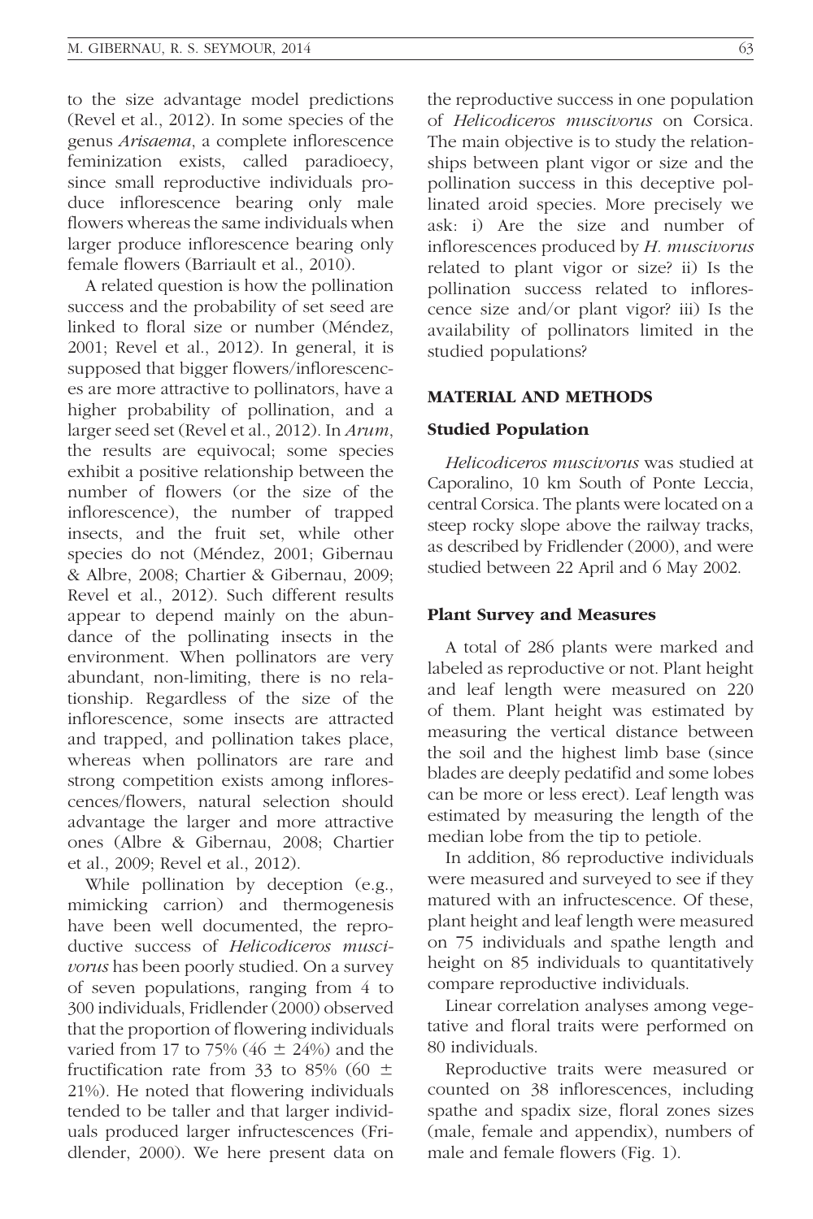to the size advantage model predictions (Revel et al., 2012). In some species of the genus *Arisaema*, a complete inflorescence feminization exists, called paradioecy, since small reproductive individuals produce inflorescence bearing only male flowers whereas the same individuals when larger produce inflorescence bearing only female flowers (Barriault et al., 2010).

A related question is how the pollination success and the probability of set seed are linked to floral size or number (Méndez, 2001; Revel et al., 2012). In general, it is supposed that bigger flowers/inflorescences are more attractive to pollinators, have a higher probability of pollination, and a larger seed set (Revel et al., 2012). In *Arum*, the results are equivocal; some species exhibit a positive relationship between the number of flowers (or the size of the inflorescence), the number of trapped insects, and the fruit set, while other species do not (Méndez, 2001; Gibernau & Albre, 2008; Chartier & Gibernau, 2009; Revel et al., 2012). Such different results appear to depend mainly on the abundance of the pollinating insects in the environment. When pollinators are very abundant, non-limiting, there is no relationship. Regardless of the size of the inflorescence, some insects are attracted and trapped, and pollination takes place, whereas when pollinators are rare and strong competition exists among inflorescences/flowers, natural selection should advantage the larger and more attractive ones (Albre & Gibernau, 2008; Chartier et al., 2009; Revel et al., 2012).

While pollination by deception (e.g., mimicking carrion) and thermogenesis have been well documented, the reproductive success of *Helicodiceros muscivorus* has been poorly studied. On a survey of seven populations, ranging from 4 to 300 individuals, Fridlender (2000) observed that the proportion of flowering individuals varied from 17 to 75% (46 ± 24%) and the fructification rate from 33 to 85% (60 ± 21%). He noted that flowering individuals tended to be taller and that larger individuals produced larger infructescences (Fridlender, 2000). We here present data on the reproductive success in one population of *Helicodiceros muscivorus* on Corsica. The main objective is to study the relationships between plant vigor or size and the pollination success in this deceptive pollinated aroid species. More precisely we ask: i) Are the size and number of inflorescences produced by *H. muscivorus* related to plant vigor or size? ii) Is the pollination success related to inflorescence size and/or plant vigor? iii) Is the availability of pollinators limited in the studied populations?

## MATERIAL AND METHODS

### Studied Population

*Helicodiceros muscivorus* was studied at Caporalino, 10 km South of Ponte Leccia, central Corsica. The plants were located on a steep rocky slope above the railway tracks, as described by Fridlender (2000), and were studied between 22 April and 6 May 2002.

### Plant Survey and Measures

A total of 286 plants were marked and labeled as reproductive or not. Plant height and leaf length were measured on 220 of them. Plant height was estimated by measuring the vertical distance between the soil and the highest limb base (since blades are deeply pedatifid and some lobes can be more or less erect). Leaf length was estimated by measuring the length of the median lobe from the tip to petiole.

In addition, 86 reproductive individuals were measured and surveyed to see if they matured with an infructescence. Of these, plant height and leaf length were measured on 75 individuals and spathe length and height on 85 individuals to quantitatively compare reproductive individuals.

Linear correlation analyses among vegetative and floral traits were performed on 80 individuals.

Reproductive traits were measured or counted on 38 inflorescences, including spathe and spadix size, floral zones sizes (male, female and appendix), numbers of male and female flowers (Fig. 1).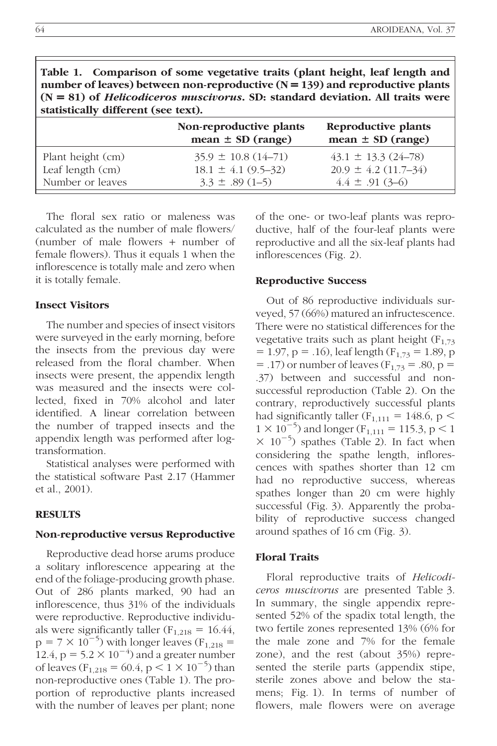**Table 1. Comparison of some vegetative traits (plant height, leaf length and number of leaves) between non-reproductive (N = 139) and reproductive plants (N = 81) of *Helicodiceros muscivorus*. SD: standard deviation. All traits were statistically different (see text).**

| | Non-reproductive plants mean ± SD (range) | Reproductive plants mean ± SD (range) |
|---|---|---|
| Plant height (cm) | 35.9 ± 10.8 (14–71) | 43.1 ± 13.3 (24–78) |
| Leaf length (cm) | 18.1 ± 4.1 (9.5–32) | 20.9 ± 4.2 (11.7–34) |
| Number or leaves | 3.3 ± .89 (1–5) | 4.4 ± .91 (3–6) |

The floral sex ratio or maleness was calculated as the number of male flowers/(number of male flowers + number of female flowers). Thus it equals 1 when the inflorescence is totally male and zero when it is totally female.

### Insect Visitors

The number and species of insect visitors were surveyed in the early morning, before the insects from the previous day were released from the floral chamber. When insects were present, the appendix length was measured and the insects were collected, fixed in 70% alcohol and later identified. A linear correlation between the number of trapped insects and the appendix length was performed after log-transformation.

Statistical analyses were performed with the statistical software Past 2.17 (Hammer et al., 2001).

## RESULTS

### Non-reproductive versus Reproductive

Reproductive dead horse arums produce a solitary inflorescence appearing at the end of the foliage-producing growth phase. Out of 286 plants marked, 90 had an inflorescence, thus 31% of the individuals were reproductive. Reproductive individuals were significantly taller ($F_{1,218} = 16.44$, $p = 7 \times 10^{-5}$) with longer leaves ($F_{1,218} = 12.4$, $p = 5.2 \times 10^{-4}$) and a greater number of leaves ($F_{1,218} = 60.4$, $p < 1 \times 10^{-5}$) than non-reproductive ones (Table 1). The proportion of reproductive plants increased with the number of leaves per plant; none of the one- or two-leaf plants was reproductive, half of the four-leaf plants were reproductive and all the six-leaf plants had inflorescences (Fig. 2).

### Reproductive Success

Out of 86 reproductive individuals surveyed, 57 (66%) matured an infructescence. There were no statistical differences for the vegetative traits such as plant height ($F_{1,73} = 1.97$, $p = .16$), leaf length ($F_{1,73} = 1.89$, $p = .17$) or number of leaves ($F_{1,73} = .80$, $p = .37$) between and successful and non-successful reproduction (Table 2). On the contrary, reproductively successful plants had significantly taller ($F_{1,111} = 148.6$, $p < 1 \times 10^{-5}$) and longer ($F_{1,111} = 115.3$, $p < 1 \times 10^{-5}$) spathes (Table 2). In fact when considering the spathe length, inflorescences with spathes shorter than 12 cm had no reproductive success, whereas spathes longer than 20 cm were highly successful (Fig. 3). Apparently the probability of reproductive success changed around spathes of 16 cm (Fig. 3).

### Floral Traits

Floral reproductive traits of *Helicodiceros muscivorus* are presented Table 3. In summary, the single appendix represented 52% of the spadix total length, the two fertile zones represented 13% (6% for the male zone and 7% for the female zone), and the rest (about 35%) represented the sterile parts (appendix stipe, sterile zones above and below the stamens; Fig. 1). In terms of number of flowers, male flowers were on average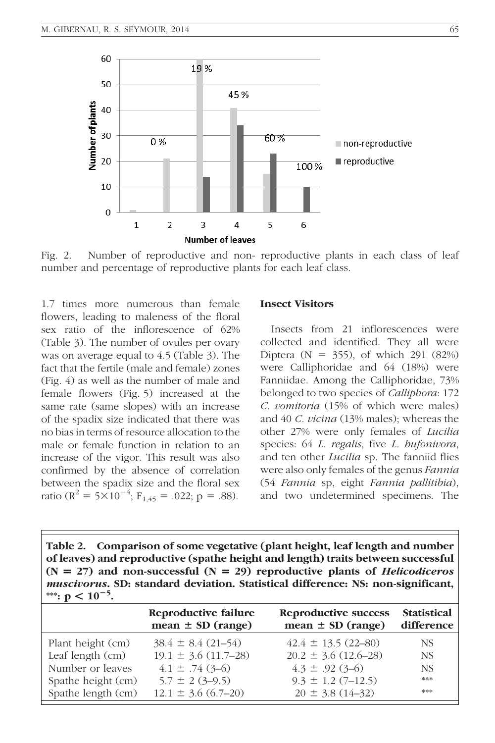Fig. 2. Number of reproductive and non- reproductive plants in each class of leaf number and percentage of reproductive plants for each leaf class.

1.7 times more numerous than female flowers, leading to maleness of the floral sex ratio of the inflorescence of 62% (Table 3). The number of ovules per ovary was on average equal to 4.5 (Table 3). The fact that the fertile (male and female) zones (Fig. 4) as well as the number of male and female flowers (Fig. 5) increased at the same rate (same slopes) with an increase of the spadix size indicated that there was no bias in terms of resource allocation to the male or female function in relation to an increase of the vigor. This result was also confirmed by the absence of correlation between the spadix size and the floral sex ratio ($R^2 = 5\times10^{-4}$; $F_{1,45} = .022$; $p = .88$).

### Insect Visitors

Insects from 21 inflorescences were collected and identified. They all were Diptera (N = 355), of which 291 (82%) were Calliphoridae and 64 (18%) were Fanniidae. Among the Calliphoridae, 73% belonged to two species of *Calliphora*: 172 *C. vomitoria* (15% of which were males) and 40 *C. vicina* (13% males); whereas the other 27% were only females of *Lucilia* species: 64 *L. regalis*, five *L. bufonivora*, and ten other *Lucilia* sp. The fanniid flies were also only females of the genus *Fannia* (54 *Fannia* sp, eight *Fannia pallitibia*), and two undetermined specimens. The

**Table 2. Comparison of some vegetative (plant height, leaf length and number of leaves) and reproductive (spathe height and length) traits between successful (N = 27) and non-successful (N = 29) reproductive plants of *Helicodiceros muscivorus*. SD: standard deviation. Statistical difference: NS: non-significant, \*\*\*: $p < 10^{-5}$.**

| | Reproductive failure mean ± SD (range) | Reproductive success mean ± SD (range) | Statistical difference |
|---|---|---|---|
| Plant height (cm) | 38.4 ± 8.4 (21–54) | 42.4 ± 13.5 (22–80) | NS |
| Leaf length (cm) | 19.1 ± 3.6 (11.7–28) | 20.2 ± 3.6 (12.6–28) | NS |
| Number or leaves | 4.1 ± .74 (3–6) | 4.3 ± .92 (3–6) | NS |
| Spathe height (cm) | 5.7 ± 2 (3–9.5) | 9.3 ± 1.2 (7–12.5) | *** |
| Spathe length (cm) | 12.1 ± 3.6 (6.7–20) | 20 ± 3.8 (14–32) | *** |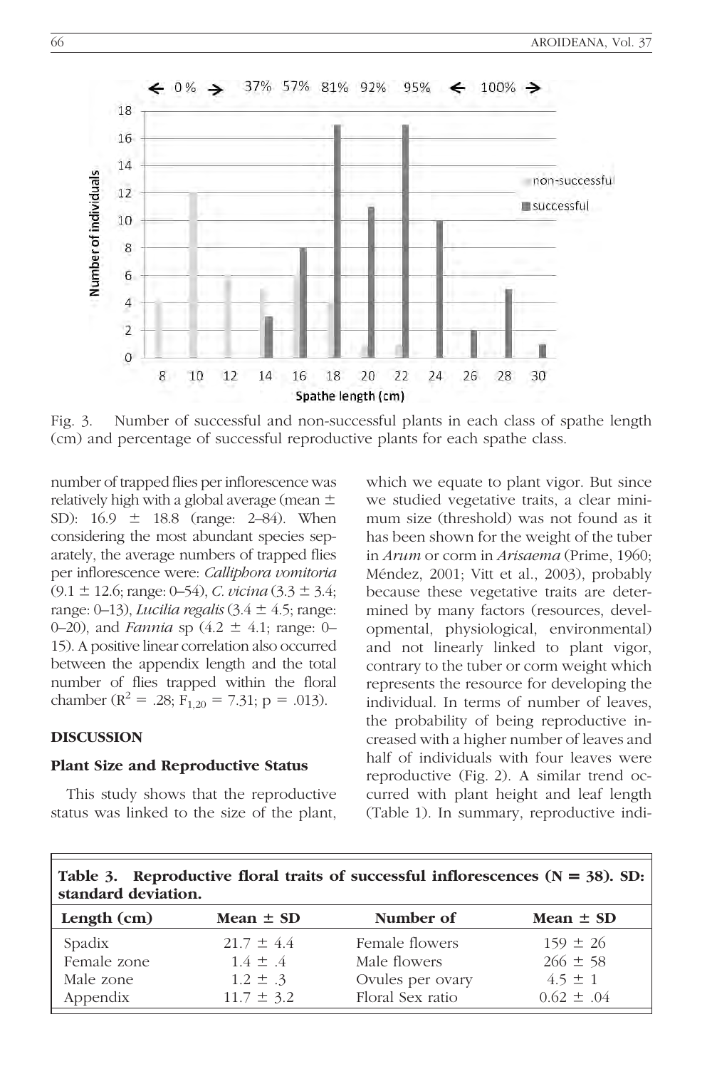Fig. 3. Number of successful and non-successful plants in each class of spathe length (cm) and percentage of successful reproductive plants for each spathe class.

number of trapped flies per inflorescence was relatively high with a global average (mean ± SD): 16.9 ± 18.8 (range: 2–84). When considering the most abundant species separately, the average numbers of trapped flies per inflorescence were: *Calliphora vomitoria* (9.1 ± 12.6; range: 0–54), *C. vicina* (3.3 ± 3.4; range: 0–13), *Lucilia regalis* (3.4 ± 4.5; range: 0–20), and *Fannia* sp (4.2 ± 4.1; range: 0–15). A positive linear correlation also occurred between the appendix length and the total number of flies trapped within the floral chamber ($R^2$ = .28; $F_{1,20}$ = 7.31; p = .013).

## DISCUSSION

### Plant Size and Reproductive Status

This study shows that the reproductive status was linked to the size of the plant, which we equate to plant vigor. But since we studied vegetative traits, a clear minimum size (threshold) was not found as it has been shown for the weight of the tuber in *Arum* or corm in *Arisaema* (Prime, 1960; Méndez, 2001; Vitt et al., 2003), probably because these vegetative traits are determined by many factors (resources, developmental, physiological, environmental) and not linearly linked to plant vigor, contrary to the tuber or corm weight which represents the resource for developing the individual. In terms of number of leaves, the probability of being reproductive increased with a higher number of leaves and half of individuals with four leaves were reproductive (Fig. 2). A similar trend occurred with plant height and leaf length (Table 1). In summary, reproductive indi-

**Table 3. Reproductive floral traits of successful inflorescences (N = 38). SD: standard deviation.**

| Length (cm) | Mean ± SD | Number of | Mean ± SD |
|---|---|---|---|
| Spadix | 21.7 ± 4.4 | Female flowers | 159 ± 26 |
| Female zone | 1.4 ± .4 | Male flowers | 266 ± 58 |
| Male zone | 1.2 ± .3 | Ovules per ovary | 4.5 ± 1 |
| Appendix | 11.7 ± 3.2 | Floral Sex ratio | 0.62 ± .04 |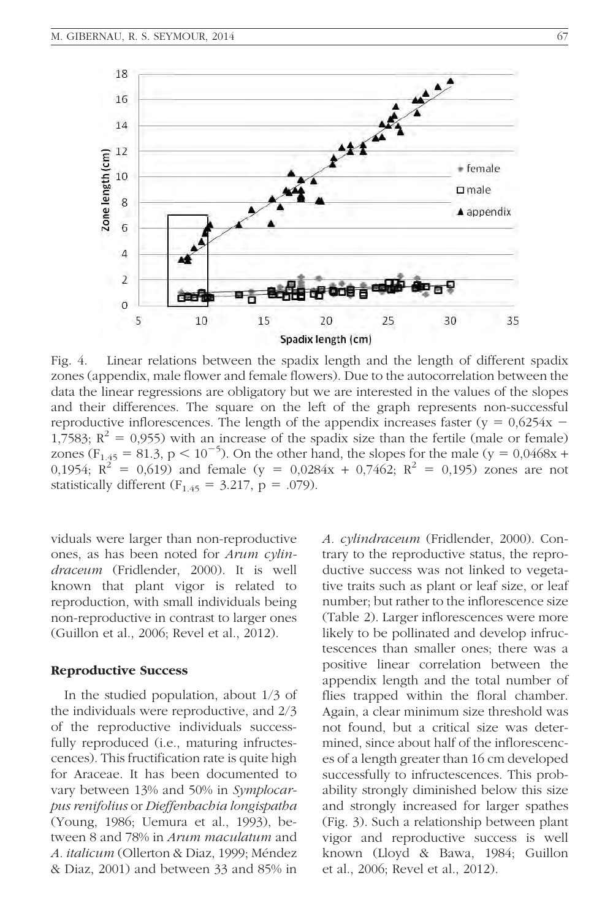Fig. 4. Linear relations between the spadix length and the length of different spadix zones (appendix, male flower and female flowers). Due to the autocorrelation between the data the linear regressions are obligatory but we are interested in the values of the slopes and their differences. The square on the left of the graph represents non-successful reproductive inflorescences. The length of the appendix increases faster ($y = 0{,}6254x - 1{,}7583$; $R^2 = 0{,}955$) with an increase of the spadix size than the fertile (male or female) zones ($F_{1,45} = 81.3$, $p < 10^{-5}$). On the other hand, the slopes for the male ($y = 0{,}0468x + 0{,}1954$; $R^2 = 0{,}619$) and female ($y = 0{,}0284x + 0{,}7462$; $R^2 = 0{,}195$) zones are not statistically different ($F_{1,45} = 3.217$, $p = .079$).

viduals were larger than non-reproductive ones, as has been noted for *Arum cylindraceum* (Fridlender, 2000). It is well known that plant vigor is related to reproduction, with small individuals being non-reproductive in contrast to larger ones (Guillon et al., 2006; Revel et al., 2012).

## Reproductive Success

In the studied population, about 1/3 of the individuals were reproductive, and 2/3 of the reproductive individuals successfully reproduced (i.e., maturing infructescences). This fructification rate is quite high for Araceae. It has been documented to vary between 13% and 50% in *Symplocarpus renifolius* or *Dieffenbachia longispatha* (Young, 1986; Uemura et al., 1993), between 8 and 78% in *Arum maculatum* and *A. italicum* (Ollerton & Diaz, 1999; Méndez & Diaz, 2001) and between 33 and 85% in *A. cylindraceum* (Fridlender, 2000). Contrary to the reproductive status, the reproductive success was not linked to vegetative traits such as plant or leaf size, or leaf number; but rather to the inflorescence size (Table 2). Larger inflorescences were more likely to be pollinated and develop infructescences than smaller ones; there was a positive linear correlation between the appendix length and the total number of flies trapped within the floral chamber. Again, a clear minimum size threshold was not found, but a critical size was determined, since about half of the inflorescences of a length greater than 16 cm developed successfully to infructescences. This probability strongly diminished below this size and strongly increased for larger spathes (Fig. 3). Such a relationship between plant vigor and reproductive success is well known (Lloyd & Bawa, 1984; Guillon et al., 2006; Revel et al., 2012).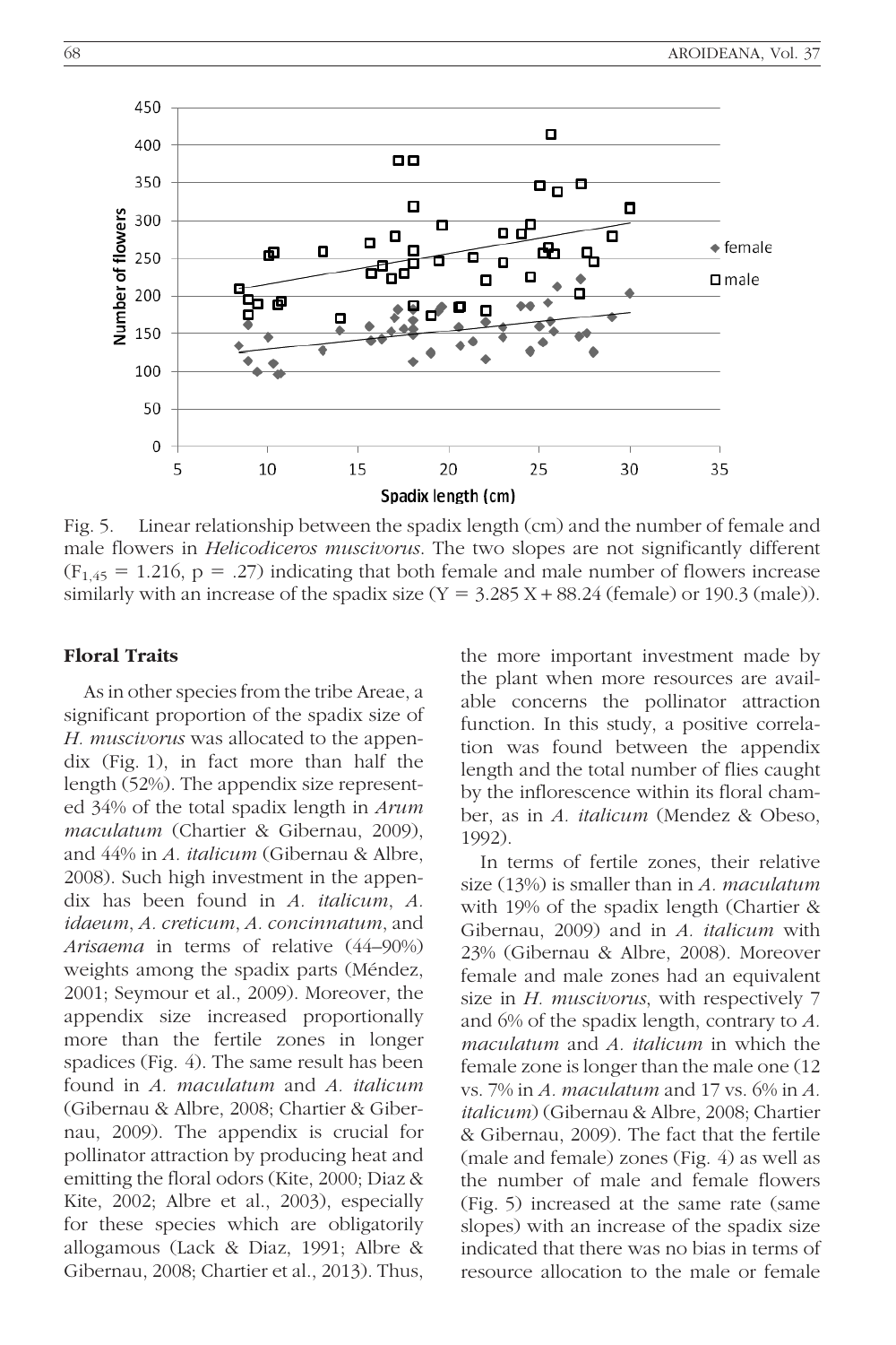Fig. 5. Linear relationship between the spadix length (cm) and the number of female and male flowers in *Helicodiceros muscivorus*. The two slopes are not significantly different ($F_{1,45} = 1.216$, $p = .27$) indicating that both female and male number of flowers increase similarly with an increase of the spadix size ($Y = 3.285\,X + 88.24$ (female) or 190.3 (male)).

## Floral Traits

As in other species from the tribe Areae, a significant proportion of the spadix size of *H. muscivorus* was allocated to the appendix (Fig. 1), in fact more than half the length (52%). The appendix size represented 34% of the total spadix length in *Arum maculatum* (Chartier & Gibernau, 2009), and 44% in *A. italicum* (Gibernau & Albre, 2008). Such high investment in the appendix has been found in *A. italicum*, *A. idaeum*, *A. creticum*, *A. concinnatum*, and *Arisaema* in terms of relative (44–90%) weights among the spadix parts (Méndez, 2001; Seymour et al., 2009). Moreover, the appendix size increased proportionally more than the fertile zones in longer spadices (Fig. 4). The same result has been found in *A. maculatum* and *A. italicum* (Gibernau & Albre, 2008; Chartier & Gibernau, 2009). The appendix is crucial for pollinator attraction by producing heat and emitting the floral odors (Kite, 2000; Diaz & Kite, 2002; Albre et al., 2003), especially for these species which are obligatorily allogamous (Lack & Diaz, 1991; Albre & Gibernau, 2008; Chartier et al., 2013). Thus, the more important investment made by the plant when more resources are available concerns the pollinator attraction function. In this study, a positive correlation was found between the appendix length and the total number of flies caught by the inflorescence within its floral chamber, as in *A. italicum* (Mendez & Obeso, 1992).

In terms of fertile zones, their relative size (13%) is smaller than in *A. maculatum* with 19% of the spadix length (Chartier & Gibernau, 2009) and in *A. italicum* with 23% (Gibernau & Albre, 2008). Moreover female and male zones had an equivalent size in *H. muscivorus*, with respectively 7 and 6% of the spadix length, contrary to *A. maculatum* and *A. italicum* in which the female zone is longer than the male one (12 vs. 7% in *A. maculatum* and 17 vs. 6% in *A. italicum*) (Gibernau & Albre, 2008; Chartier & Gibernau, 2009). The fact that the fertile (male and female) zones (Fig. 4) as well as the number of male and female flowers (Fig. 5) increased at the same rate (same slopes) with an increase of the spadix size indicated that there was no bias in terms of resource allocation to the male or female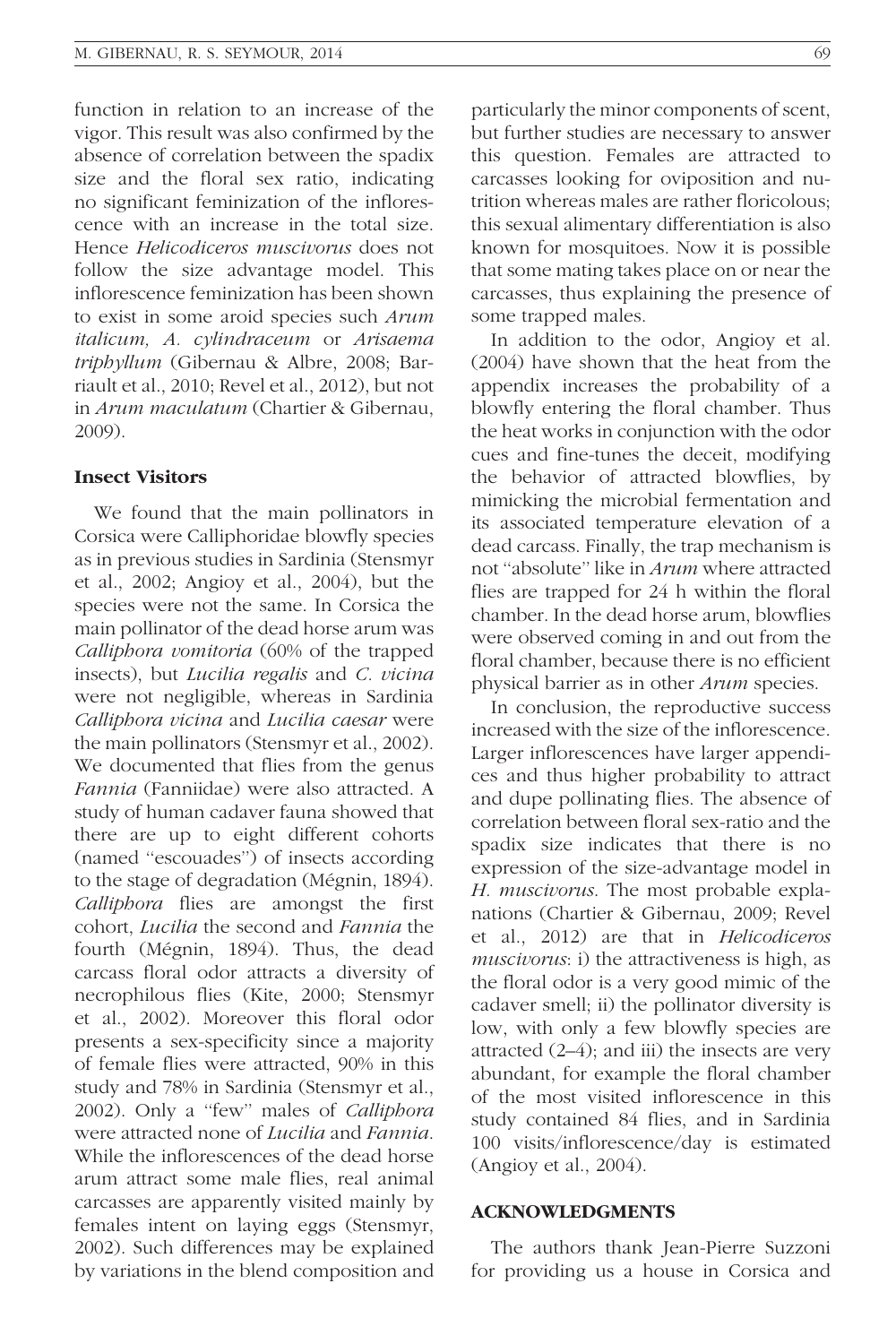function in relation to an increase of the vigor. This result was also confirmed by the absence of correlation between the spadix size and the floral sex ratio, indicating no significant feminization of the inflorescence with an increase in the total size. Hence *Helicodiceros muscivorus* does not follow the size advantage model. This inflorescence feminization has been shown to exist in some aroid species such *Arum italicum, A. cylindraceum* or *Arisaema triphyllum* (Gibernau & Albre, 2008; Barriault et al., 2010; Revel et al., 2012), but not in *Arum maculatum* (Chartier & Gibernau, 2009).

### Insect Visitors

We found that the main pollinators in Corsica were Calliphoridae blowfly species as in previous studies in Sardinia (Stensmyr et al., 2002; Angioy et al., 2004), but the species were not the same. In Corsica the main pollinator of the dead horse arum was *Calliphora vomitoria* (60% of the trapped insects), but *Lucilia regalis* and *C. vicina* were not negligible, whereas in Sardinia *Calliphora vicina* and *Lucilia caesar* were the main pollinators (Stensmyr et al., 2002). We documented that flies from the genus *Fannia* (Fanniidae) were also attracted. A study of human cadaver fauna showed that there are up to eight different cohorts (named "escouades") of insects according to the stage of degradation (Mégnin, 1894). *Calliphora* flies are amongst the first cohort, *Lucilia* the second and *Fannia* the fourth (Mégnin, 1894). Thus, the dead carcass floral odor attracts a diversity of necrophilous flies (Kite, 2000; Stensmyr et al., 2002). Moreover this floral odor presents a sex-specificity since a majority of female flies were attracted, 90% in this study and 78% in Sardinia (Stensmyr et al., 2002). Only a "few" males of *Calliphora* were attracted none of *Lucilia* and *Fannia*. While the inflorescences of the dead horse arum attract some male flies, real animal carcasses are apparently visited mainly by females intent on laying eggs (Stensmyr, 2002). Such differences may be explained by variations in the blend composition and particularly the minor components of scent, but further studies are necessary to answer this question. Females are attracted to carcasses looking for oviposition and nutrition whereas males are rather floricolous; this sexual alimentary differentiation is also known for mosquitoes. Now it is possible that some mating takes place on or near the carcasses, thus explaining the presence of some trapped males.

In addition to the odor, Angioy et al. (2004) have shown that the heat from the appendix increases the probability of a blowfly entering the floral chamber. Thus the heat works in conjunction with the odor cues and fine-tunes the deceit, modifying the behavior of attracted blowflies, by mimicking the microbial fermentation and its associated temperature elevation of a dead carcass. Finally, the trap mechanism is not "absolute" like in *Arum* where attracted flies are trapped for 24 h within the floral chamber. In the dead horse arum, blowflies were observed coming in and out from the floral chamber, because there is no efficient physical barrier as in other *Arum* species.

In conclusion, the reproductive success increased with the size of the inflorescence. Larger inflorescences have larger appendices and thus higher probability to attract and dupe pollinating flies. The absence of correlation between floral sex-ratio and the spadix size indicates that there is no expression of the size-advantage model in *H. muscivorus*. The most probable explanations (Chartier & Gibernau, 2009; Revel et al., 2012) are that in *Helicodiceros muscivorus*: i) the attractiveness is high, as the floral odor is a very good mimic of the cadaver smell; ii) the pollinator diversity is low, with only a few blowfly species are attracted (2–4); and iii) the insects are very abundant, for example the floral chamber of the most visited inflorescence in this study contained 84 flies, and in Sardinia 100 visits/inflorescence/day is estimated (Angioy et al., 2004).

## ACKNOWLEDGMENTS

The authors thank Jean-Pierre Suzzoni for providing us a house in Corsica and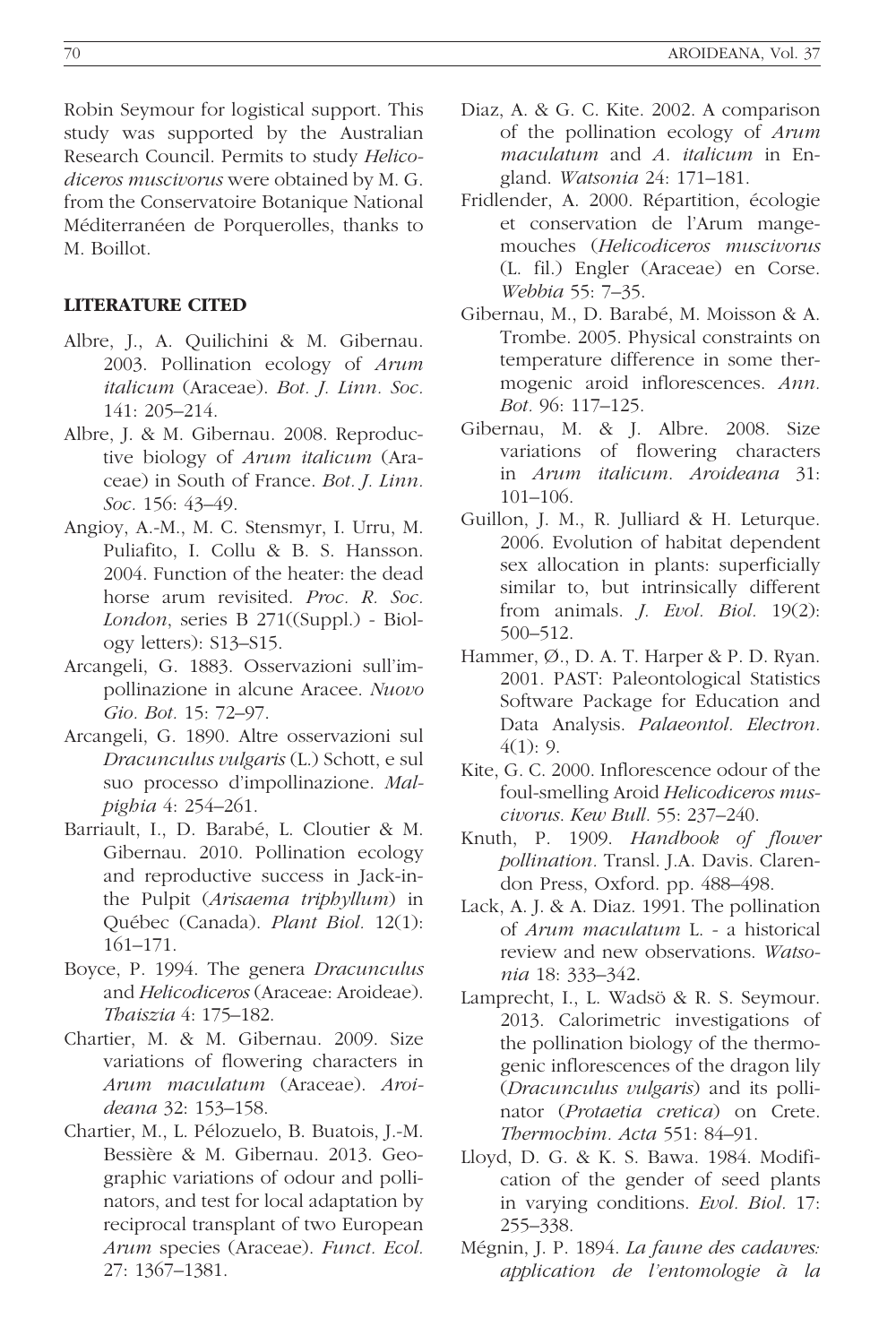Robin Seymour for logistical support. This study was supported by the Australian Research Council. Permits to study *Helicodiceros muscivorus* were obtained by M. G. from the Conservatoire Botanique National Méditerranéen de Porquerolles, thanks to M. Boillot.

## LITERATURE CITED

Albre, J., A. Quilichini & M. Gibernau. 2003. Pollination ecology of *Arum italicum* (Araceae). *Bot. J. Linn. Soc.* 141: 205–214.

Albre, J. & M. Gibernau. 2008. Reproductive biology of *Arum italicum* (Araceae) in South of France. *Bot. J. Linn. Soc.* 156: 43–49.

Angioy, A.-M., M. C. Stensmyr, I. Urru, M. Puliafito, I. Collu & B. S. Hansson. 2004. Function of the heater: the dead horse arum revisited. *Proc. R. Soc. London*, series B 271((Suppl.) - Biology letters): S13–S15.

Arcangeli, G. 1883. Osservazioni sull'impollinazione in alcune Aracee. *Nuovo Gio. Bot.* 15: 72–97.

Arcangeli, G. 1890. Altre osservazioni sul *Dracunculus vulgaris* (L.) Schott, e sul suo processo d'impollinazione. *Malpighia* 4: 254–261.

Barriault, I., D. Barabé, L. Cloutier & M. Gibernau. 2010. Pollination ecology and reproductive success in Jack-in-the Pulpit (*Arisaema triphyllum*) in Québec (Canada). *Plant Biol.* 12(1): 161–171.

Boyce, P. 1994. The genera *Dracunculus* and *Helicodiceros* (Araceae: Aroideae). *Thaiszia* 4: 175–182.

Chartier, M. & M. Gibernau. 2009. Size variations of flowering characters in *Arum maculatum* (Araceae). *Aroideana* 32: 153–158.

Chartier, M., L. Pélozuelo, B. Buatois, J.-M. Bessière & M. Gibernau. 2013. Geographic variations of odour and pollinators, and test for local adaptation by reciprocal transplant of two European *Arum* species (Araceae). *Funct. Ecol.* 27: 1367–1381.

Diaz, A. & G. C. Kite. 2002. A comparison of the pollination ecology of *Arum maculatum* and *A. italicum* in England. *Watsonia* 24: 171–181.

Fridlender, A. 2000. Répartition, écologie et conservation de l'Arum mangemouches (*Helicodiceros muscivorus* (L. fil.) Engler (Araceae) en Corse. *Webbia* 55: 7–35.

Gibernau, M., D. Barabé, M. Moisson & A. Trombe. 2005. Physical constraints on temperature difference in some thermogenic aroid inflorescences. *Ann. Bot.* 96: 117–125.

Gibernau, M. & J. Albre. 2008. Size variations of flowering characters in *Arum italicum*. *Aroideana* 31: 101–106.

Guillon, J. M., R. Julliard & H. Leturque. 2006. Evolution of habitat dependent sex allocation in plants: superficially similar to, but intrinsically different from animals. *J. Evol. Biol.* 19(2): 500–512.

Hammer, Ø., D. A. T. Harper & P. D. Ryan. 2001. PAST: Paleontological Statistics Software Package for Education and Data Analysis. *Palaeontol. Electron.* 4(1): 9.

Kite, G. C. 2000. Inflorescence odour of the foul-smelling Aroid *Helicodiceros muscivorus*. *Kew Bull.* 55: 237–240.

Knuth, P. 1909. *Handbook of flower pollination*. Transl. J.A. Davis. Clarendon Press, Oxford. pp. 488–498.

Lack, A. J. & A. Diaz. 1991. The pollination of *Arum maculatum* L. - a historical review and new observations. *Watsonia* 18: 333–342.

Lamprecht, I., L. Wadsö & R. S. Seymour. 2013. Calorimetric investigations of the pollination biology of the thermogenic inflorescences of the dragon lily (*Dracunculus vulgaris*) and its pollinator (*Protaetia cretica*) on Crete. *Thermochim. Acta* 551: 84–91.

Lloyd, D. G. & K. S. Bawa. 1984. Modification of the gender of seed plants in varying conditions. *Evol. Biol.* 17: 255–338.

Mégnin, J. P. 1894. *La faune des cadavres: application de l'entomologie à la*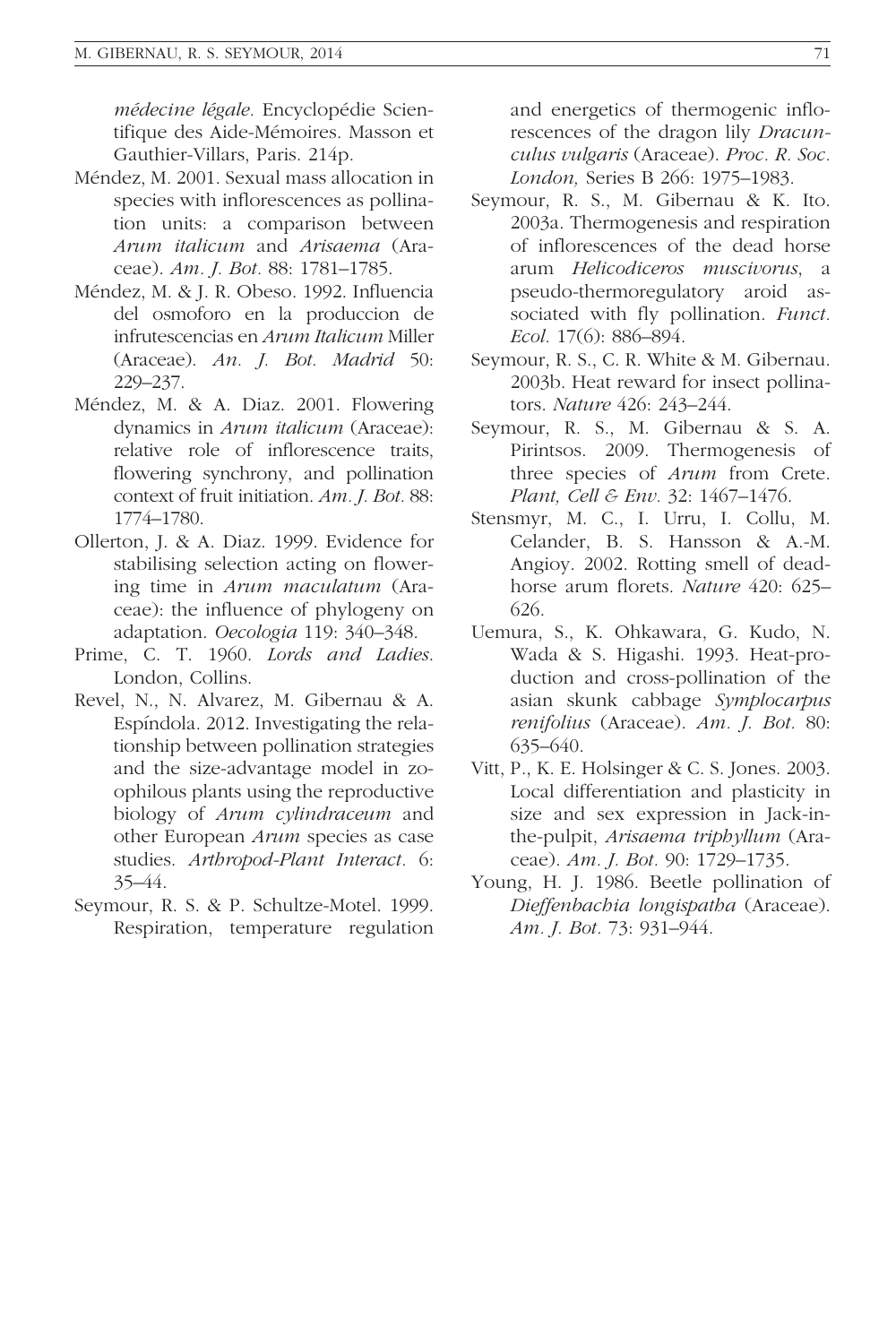*médecine légale*. Encyclopédie Scientifique des Aide-Mémoires. Masson et Gauthier-Villars, Paris. 214p.

Méndez, M. 2001. Sexual mass allocation in species with inflorescences as pollination units: a comparison between *Arum italicum* and *Arisaema* (Araceae). *Am. J. Bot.* 88: 1781–1785.

Méndez, M. & J. R. Obeso. 1992. Influencia del osmoforo en la produccion de infrutescencias en *Arum Italicum* Miller (Araceae). *An. J. Bot. Madrid* 50: 229–237.

Méndez, M. & A. Diaz. 2001. Flowering dynamics in *Arum italicum* (Araceae): relative role of inflorescence traits, flowering synchrony, and pollination context of fruit initiation. *Am. J. Bot.* 88: 1774–1780.

Ollerton, J. & A. Diaz. 1999. Evidence for stabilising selection acting on flowering time in *Arum maculatum* (Araceae): the influence of phylogeny on adaptation. *Oecologia* 119: 340–348.

Prime, C. T. 1960. *Lords and Ladies*. London, Collins.

Revel, N., N. Alvarez, M. Gibernau & A. Espíndola. 2012. Investigating the relationship between pollination strategies and the size-advantage model in zoophilous plants using the reproductive biology of *Arum cylindraceum* and other European *Arum* species as case studies. *Arthropod-Plant Interact.* 6: 35–44.

Seymour, R. S. & P. Schultze-Motel. 1999. Respiration, temperature regulation and energetics of thermogenic inflorescences of the dragon lily *Dracunculus vulgaris* (Araceae). *Proc. R. Soc. London,* Series B 266: 1975–1983.

Seymour, R. S., M. Gibernau & K. Ito. 2003a. Thermogenesis and respiration of inflorescences of the dead horse arum *Helicodiceros muscivorus*, a pseudo-thermoregulatory aroid associated with fly pollination. *Funct. Ecol.* 17(6): 886–894.

Seymour, R. S., C. R. White & M. Gibernau. 2003b. Heat reward for insect pollinators. *Nature* 426: 243–244.

Seymour, R. S., M. Gibernau & S. A. Pirintsos. 2009. Thermogenesis of three species of *Arum* from Crete. *Plant, Cell & Env.* 32: 1467–1476.

Stensmyr, M. C., I. Urru, I. Collu, M. Celander, B. S. Hansson & A.-M. Angioy. 2002. Rotting smell of dead-horse arum florets. *Nature* 420: 625–626.

Uemura, S., K. Ohkawara, G. Kudo, N. Wada & S. Higashi. 1993. Heat-production and cross-pollination of the asian skunk cabbage *Symplocarpus renifolius* (Araceae). *Am. J. Bot.* 80: 635–640.

Vitt, P., K. E. Holsinger & C. S. Jones. 2003. Local differentiation and plasticity in size and sex expression in Jack-in-the-pulpit, *Arisaema triphyllum* (Araceae). *Am. J. Bot.* 90: 1729–1735.

Young, H. J. 1986. Beetle pollination of *Dieffenbachia longispatha* (Araceae). *Am. J. Bot.* 73: 931–944.